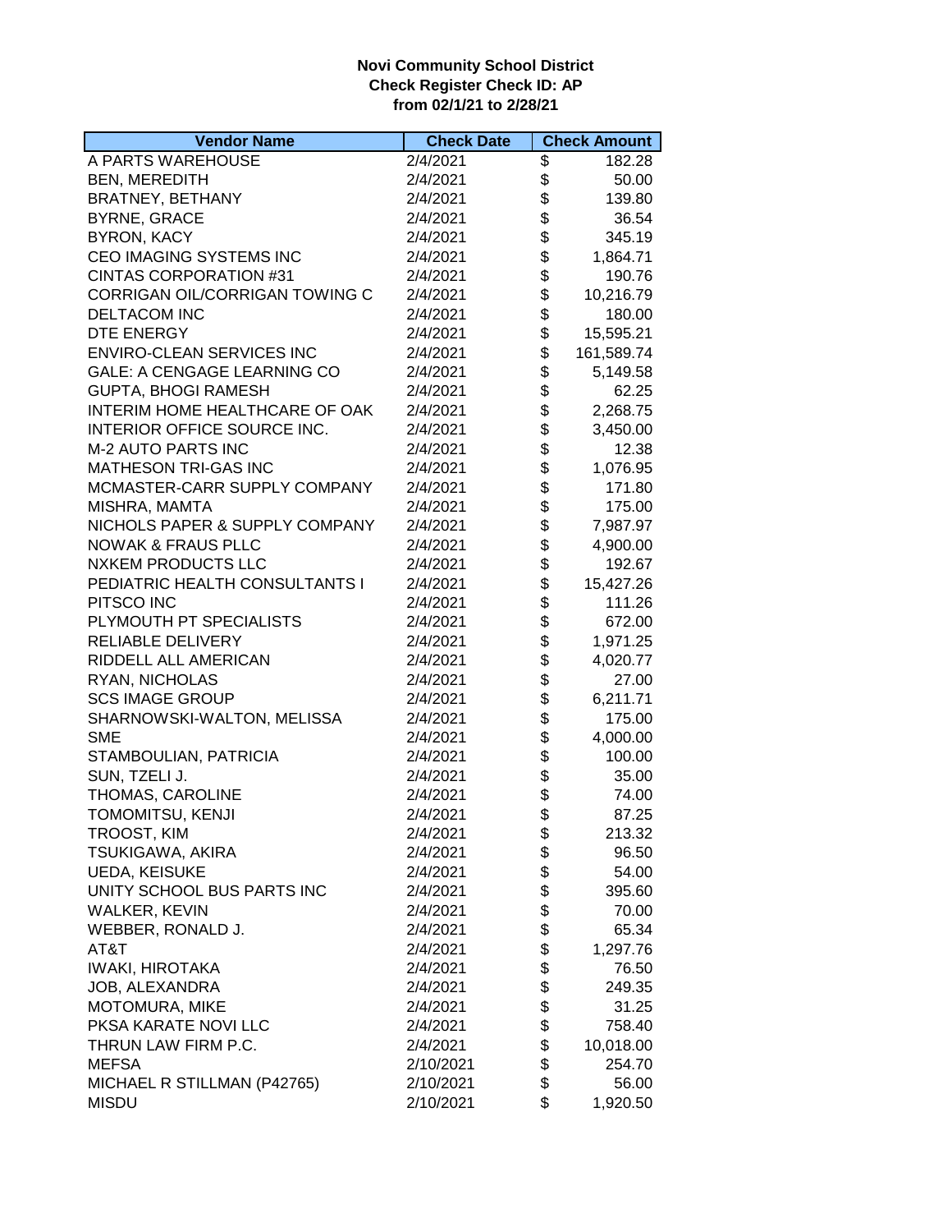**Novi Community School District**
**Check Register Check ID: AP**
**from 02/1/21 to 2/28/21**

| Vendor Name | Check Date | Check Amount |
|---|---|---|
| A PARTS WAREHOUSE | 2/4/2021 | $ 182.28 |
| BEN, MEREDITH | 2/4/2021 | $ 50.00 |
| BRATNEY, BETHANY | 2/4/2021 | $ 139.80 |
| BYRNE, GRACE | 2/4/2021 | $ 36.54 |
| BYRON, KACY | 2/4/2021 | $ 345.19 |
| CEO IMAGING SYSTEMS INC | 2/4/2021 | $ 1,864.71 |
| CINTAS CORPORATION #31 | 2/4/2021 | $ 190.76 |
| CORRIGAN OIL/CORRIGAN TOWING C | 2/4/2021 | $ 10,216.79 |
| DELTACOM INC | 2/4/2021 | $ 180.00 |
| DTE ENERGY | 2/4/2021 | $ 15,595.21 |
| ENVIRO-CLEAN SERVICES INC | 2/4/2021 | $ 161,589.74 |
| GALE: A CENGAGE LEARNING CO | 2/4/2021 | $ 5,149.58 |
| GUPTA, BHOGI RAMESH | 2/4/2021 | $ 62.25 |
| INTERIM HOME HEALTHCARE OF OAK | 2/4/2021 | $ 2,268.75 |
| INTERIOR OFFICE SOURCE INC. | 2/4/2021 | $ 3,450.00 |
| M-2 AUTO PARTS INC | 2/4/2021 | $ 12.38 |
| MATHESON TRI-GAS INC | 2/4/2021 | $ 1,076.95 |
| MCMASTER-CARR SUPPLY COMPANY | 2/4/2021 | $ 171.80 |
| MISHRA, MAMTA | 2/4/2021 | $ 175.00 |
| NICHOLS PAPER & SUPPLY COMPANY | 2/4/2021 | $ 7,987.97 |
| NOWAK & FRAUS PLLC | 2/4/2021 | $ 4,900.00 |
| NXKEM PRODUCTS LLC | 2/4/2021 | $ 192.67 |
| PEDIATRIC HEALTH CONSULTANTS I | 2/4/2021 | $ 15,427.26 |
| PITSCO INC | 2/4/2021 | $ 111.26 |
| PLYMOUTH PT SPECIALISTS | 2/4/2021 | $ 672.00 |
| RELIABLE DELIVERY | 2/4/2021 | $ 1,971.25 |
| RIDDELL ALL AMERICAN | 2/4/2021 | $ 4,020.77 |
| RYAN, NICHOLAS | 2/4/2021 | $ 27.00 |
| SCS IMAGE GROUP | 2/4/2021 | $ 6,211.71 |
| SHARNOWSKI-WALTON, MELISSA | 2/4/2021 | $ 175.00 |
| SME | 2/4/2021 | $ 4,000.00 |
| STAMBOULIAN, PATRICIA | 2/4/2021 | $ 100.00 |
| SUN, TZELI J. | 2/4/2021 | $ 35.00 |
| THOMAS, CAROLINE | 2/4/2021 | $ 74.00 |
| TOMOMITSU, KENJI | 2/4/2021 | $ 87.25 |
| TROOST, KIM | 2/4/2021 | $ 213.32 |
| TSUKIGAWA, AKIRA | 2/4/2021 | $ 96.50 |
| UEDA, KEISUKE | 2/4/2021 | $ 54.00 |
| UNITY SCHOOL BUS PARTS INC | 2/4/2021 | $ 395.60 |
| WALKER, KEVIN | 2/4/2021 | $ 70.00 |
| WEBBER, RONALD J. | 2/4/2021 | $ 65.34 |
| AT&T | 2/4/2021 | $ 1,297.76 |
| IWAKI, HIROTAKA | 2/4/2021 | $ 76.50 |
| JOB, ALEXANDRA | 2/4/2021 | $ 249.35 |
| MOTOMURA, MIKE | 2/4/2021 | $ 31.25 |
| PKSA KARATE NOVI LLC | 2/4/2021 | $ 758.40 |
| THRUN LAW FIRM P.C. | 2/4/2021 | $ 10,018.00 |
| MEFSA | 2/10/2021 | $ 254.70 |
| MICHAEL R STILLMAN (P42765) | 2/10/2021 | $ 56.00 |
| MISDU | 2/10/2021 | $ 1,920.50 |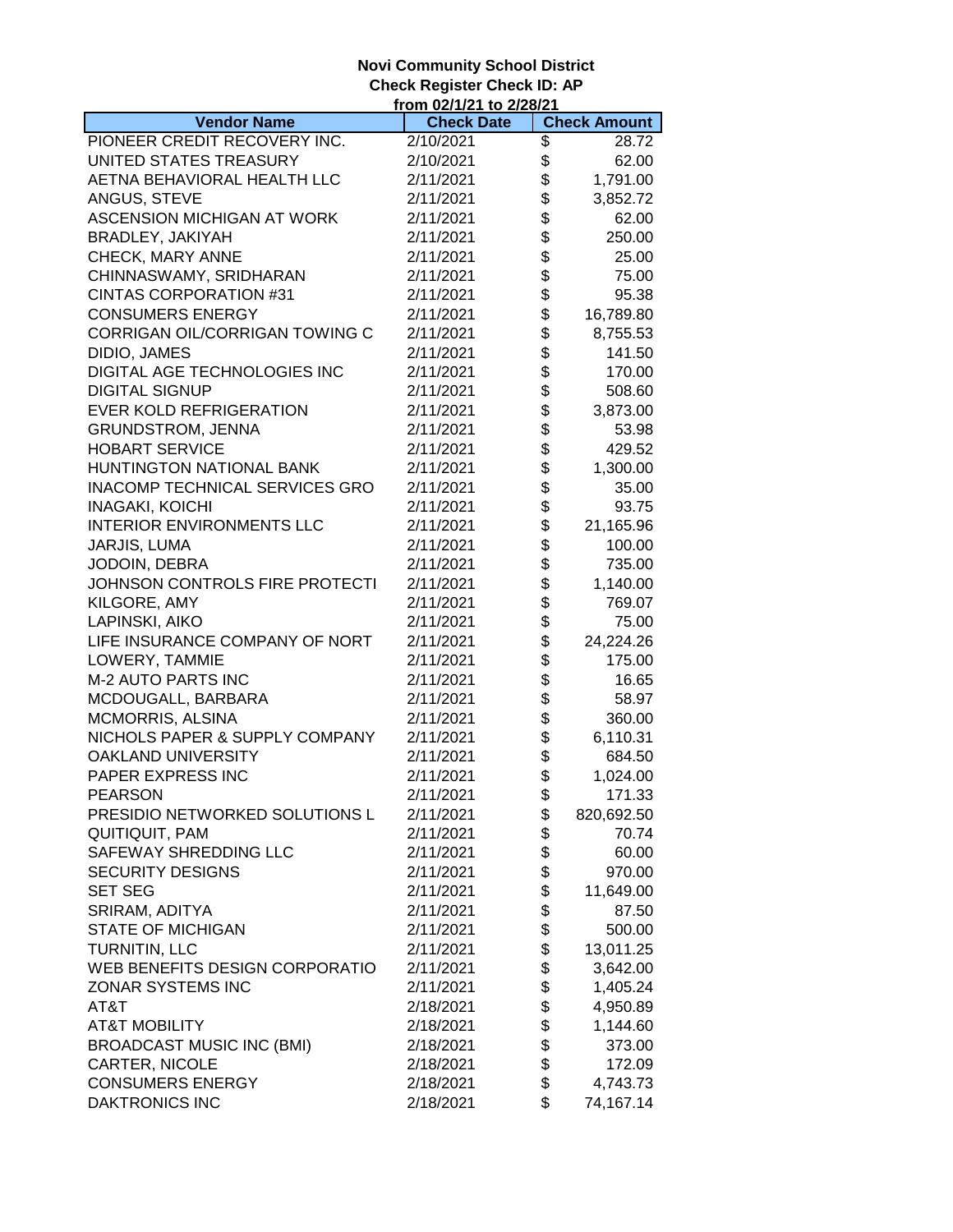**Novi Community School District**
**Check Register Check ID: AP**
**from 02/1/21 to 2/28/21**

| Vendor Name | Check Date | Check Amount |
|---|---|---|
| PIONEER CREDIT RECOVERY INC. | 2/10/2021 | $ 28.72 |
| UNITED STATES TREASURY | 2/10/2021 | $ 62.00 |
| AETNA BEHAVIORAL HEALTH LLC | 2/11/2021 | $ 1,791.00 |
| ANGUS, STEVE | 2/11/2021 | $ 3,852.72 |
| ASCENSION MICHIGAN AT WORK | 2/11/2021 | $ 62.00 |
| BRADLEY, JAKIYAH | 2/11/2021 | $ 250.00 |
| CHECK, MARY ANNE | 2/11/2021 | $ 25.00 |
| CHINNASWAMY, SRIDHARAN | 2/11/2021 | $ 75.00 |
| CINTAS CORPORATION #31 | 2/11/2021 | $ 95.38 |
| CONSUMERS ENERGY | 2/11/2021 | $ 16,789.80 |
| CORRIGAN OIL/CORRIGAN TOWING C | 2/11/2021 | $ 8,755.53 |
| DIDIO, JAMES | 2/11/2021 | $ 141.50 |
| DIGITAL AGE TECHNOLOGIES INC | 2/11/2021 | $ 170.00 |
| DIGITAL SIGNUP | 2/11/2021 | $ 508.60 |
| EVER KOLD REFRIGERATION | 2/11/2021 | $ 3,873.00 |
| GRUNDSTROM, JENNA | 2/11/2021 | $ 53.98 |
| HOBART SERVICE | 2/11/2021 | $ 429.52 |
| HUNTINGTON NATIONAL BANK | 2/11/2021 | $ 1,300.00 |
| INACOMP TECHNICAL SERVICES GRO | 2/11/2021 | $ 35.00 |
| INAGAKI, KOICHI | 2/11/2021 | $ 93.75 |
| INTERIOR ENVIRONMENTS LLC | 2/11/2021 | $ 21,165.96 |
| JARJIS, LUMA | 2/11/2021 | $ 100.00 |
| JODOIN, DEBRA | 2/11/2021 | $ 735.00 |
| JOHNSON CONTROLS FIRE PROTECTI | 2/11/2021 | $ 1,140.00 |
| KILGORE, AMY | 2/11/2021 | $ 769.07 |
| LAPINSKI, AIKO | 2/11/2021 | $ 75.00 |
| LIFE INSURANCE COMPANY OF NORT | 2/11/2021 | $ 24,224.26 |
| LOWERY, TAMMIE | 2/11/2021 | $ 175.00 |
| M-2 AUTO PARTS INC | 2/11/2021 | $ 16.65 |
| MCDOUGALL, BARBARA | 2/11/2021 | $ 58.97 |
| MCMORRIS, ALSINA | 2/11/2021 | $ 360.00 |
| NICHOLS PAPER & SUPPLY COMPANY | 2/11/2021 | $ 6,110.31 |
| OAKLAND UNIVERSITY | 2/11/2021 | $ 684.50 |
| PAPER EXPRESS INC | 2/11/2021 | $ 1,024.00 |
| PEARSON | 2/11/2021 | $ 171.33 |
| PRESIDIO NETWORKED SOLUTIONS L | 2/11/2021 | $ 820,692.50 |
| QUITIQUIT, PAM | 2/11/2021 | $ 70.74 |
| SAFEWAY SHREDDING LLC | 2/11/2021 | $ 60.00 |
| SECURITY DESIGNS | 2/11/2021 | $ 970.00 |
| SET SEG | 2/11/2021 | $ 11,649.00 |
| SRIRAM, ADITYA | 2/11/2021 | $ 87.50 |
| STATE OF MICHIGAN | 2/11/2021 | $ 500.00 |
| TURNITIN, LLC | 2/11/2021 | $ 13,011.25 |
| WEB BENEFITS DESIGN CORPORATIO | 2/11/2021 | $ 3,642.00 |
| ZONAR SYSTEMS INC | 2/11/2021 | $ 1,405.24 |
| AT&T | 2/18/2021 | $ 4,950.89 |
| AT&T MOBILITY | 2/18/2021 | $ 1,144.60 |
| BROADCAST MUSIC INC (BMI) | 2/18/2021 | $ 373.00 |
| CARTER, NICOLE | 2/18/2021 | $ 172.09 |
| CONSUMERS ENERGY | 2/18/2021 | $ 4,743.73 |
| DAKTRONICS INC | 2/18/2021 | $ 74,167.14 |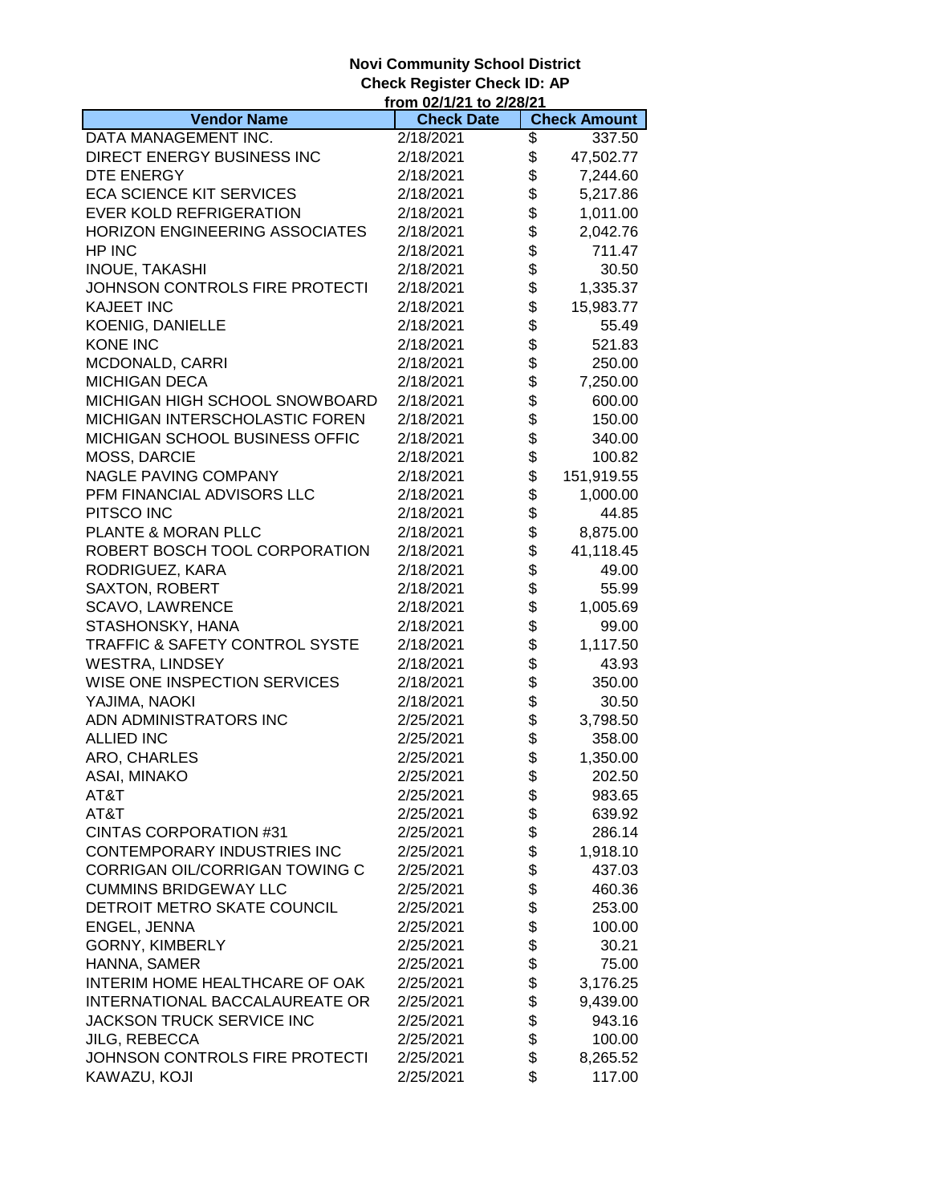**Novi Community School District**
**Check Register Check ID: AP**
**from 02/1/21 to 2/28/21**

| Vendor Name | Check Date | Check Amount |
|---|---|---|
| DATA MANAGEMENT INC. | 2/18/2021 | $ 337.50 |
| DIRECT ENERGY BUSINESS INC | 2/18/2021 | $ 47,502.77 |
| DTE ENERGY | 2/18/2021 | $ 7,244.60 |
| ECA SCIENCE KIT SERVICES | 2/18/2021 | $ 5,217.86 |
| EVER KOLD REFRIGERATION | 2/18/2021 | $ 1,011.00 |
| HORIZON ENGINEERING ASSOCIATES | 2/18/2021 | $ 2,042.76 |
| HP INC | 2/18/2021 | $ 711.47 |
| INOUE, TAKASHI | 2/18/2021 | $ 30.50 |
| JOHNSON CONTROLS FIRE PROTECTI | 2/18/2021 | $ 1,335.37 |
| KAJEET INC | 2/18/2021 | $ 15,983.77 |
| KOENIG, DANIELLE | 2/18/2021 | $ 55.49 |
| KONE INC | 2/18/2021 | $ 521.83 |
| MCDONALD, CARRI | 2/18/2021 | $ 250.00 |
| MICHIGAN DECA | 2/18/2021 | $ 7,250.00 |
| MICHIGAN HIGH SCHOOL SNOWBOARD | 2/18/2021 | $ 600.00 |
| MICHIGAN INTERSCHOLASTIC FOREN | 2/18/2021 | $ 150.00 |
| MICHIGAN SCHOOL BUSINESS OFFIC | 2/18/2021 | $ 340.00 |
| MOSS, DARCIE | 2/18/2021 | $ 100.82 |
| NAGLE PAVING COMPANY | 2/18/2021 | $ 151,919.55 |
| PFM FINANCIAL ADVISORS LLC | 2/18/2021 | $ 1,000.00 |
| PITSCO INC | 2/18/2021 | $ 44.85 |
| PLANTE & MORAN PLLC | 2/18/2021 | $ 8,875.00 |
| ROBERT BOSCH TOOL CORPORATION | 2/18/2021 | $ 41,118.45 |
| RODRIGUEZ, KARA | 2/18/2021 | $ 49.00 |
| SAXTON, ROBERT | 2/18/2021 | $ 55.99 |
| SCAVO, LAWRENCE | 2/18/2021 | $ 1,005.69 |
| STASHONSKY, HANA | 2/18/2021 | $ 99.00 |
| TRAFFIC & SAFETY CONTROL SYSTE | 2/18/2021 | $ 1,117.50 |
| WESTRA, LINDSEY | 2/18/2021 | $ 43.93 |
| WISE ONE INSPECTION SERVICES | 2/18/2021 | $ 350.00 |
| YAJIMA, NAOKI | 2/18/2021 | $ 30.50 |
| ADN ADMINISTRATORS INC | 2/25/2021 | $ 3,798.50 |
| ALLIED INC | 2/25/2021 | $ 358.00 |
| ARO, CHARLES | 2/25/2021 | $ 1,350.00 |
| ASAI, MINAKO | 2/25/2021 | $ 202.50 |
| AT&T | 2/25/2021 | $ 983.65 |
| AT&T | 2/25/2021 | $ 639.92 |
| CINTAS CORPORATION #31 | 2/25/2021 | $ 286.14 |
| CONTEMPORARY INDUSTRIES INC | 2/25/2021 | $ 1,918.10 |
| CORRIGAN OIL/CORRIGAN TOWING C | 2/25/2021 | $ 437.03 |
| CUMMINS BRIDGEWAY LLC | 2/25/2021 | $ 460.36 |
| DETROIT METRO SKATE COUNCIL | 2/25/2021 | $ 253.00 |
| ENGEL, JENNA | 2/25/2021 | $ 100.00 |
| GORNY, KIMBERLY | 2/25/2021 | $ 30.21 |
| HANNA, SAMER | 2/25/2021 | $ 75.00 |
| INTERIM HOME HEALTHCARE OF OAK | 2/25/2021 | $ 3,176.25 |
| INTERNATIONAL BACCALAUREATE OR | 2/25/2021 | $ 9,439.00 |
| JACKSON TRUCK SERVICE INC | 2/25/2021 | $ 943.16 |
| JILG, REBECCA | 2/25/2021 | $ 100.00 |
| JOHNSON CONTROLS FIRE PROTECTI | 2/25/2021 | $ 8,265.52 |
| KAWAZU, KOJI | 2/25/2021 | $ 117.00 |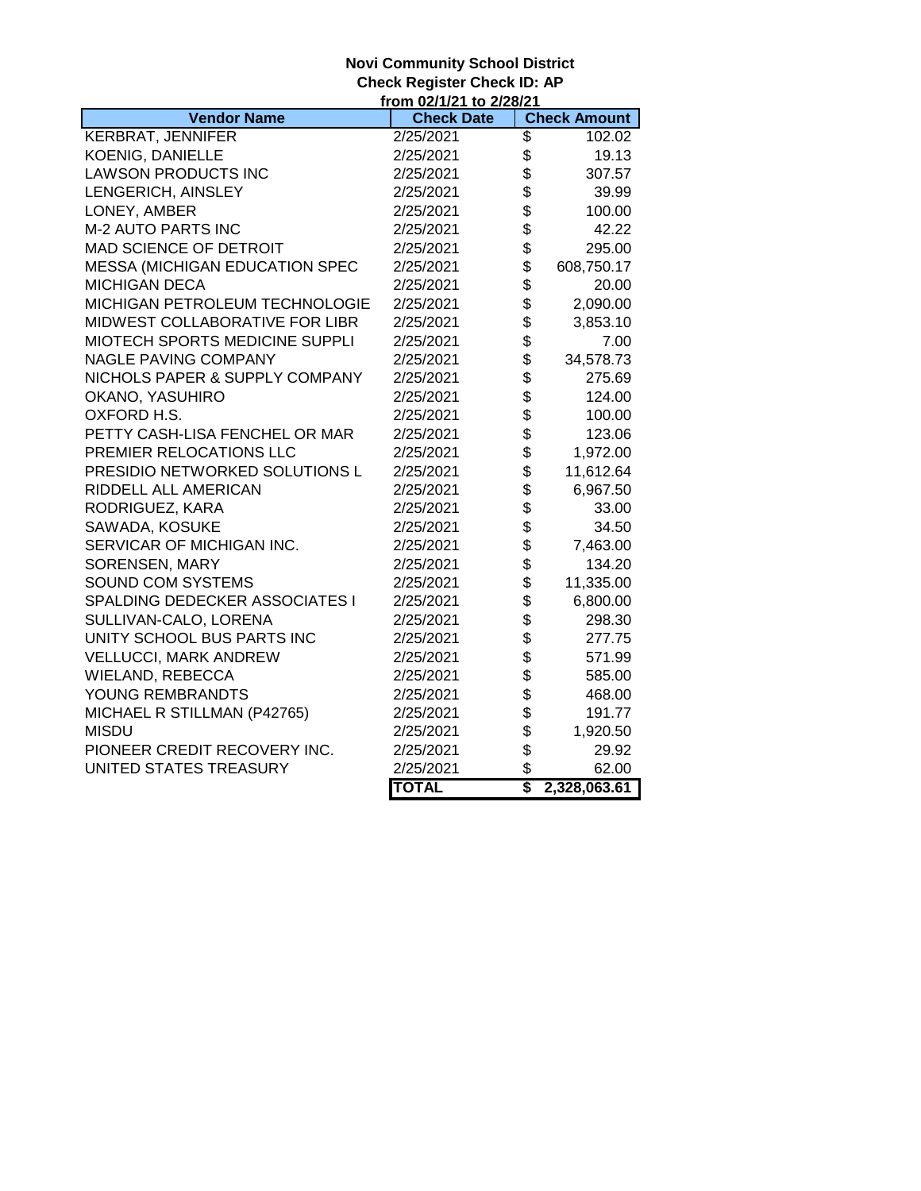**Novi Community School District**
**Check Register Check ID: AP**
**from 02/1/21 to 2/28/21**

| Vendor Name | Check Date | Check Amount |
|---|---|---|
| KERBRAT, JENNIFER | 2/25/2021 | $ 102.02 |
| KOENIG, DANIELLE | 2/25/2021 | $ 19.13 |
| LAWSON PRODUCTS INC | 2/25/2021 | $ 307.57 |
| LENGERICH, AINSLEY | 2/25/2021 | $ 39.99 |
| LONEY, AMBER | 2/25/2021 | $ 100.00 |
| M-2 AUTO PARTS INC | 2/25/2021 | $ 42.22 |
| MAD SCIENCE OF DETROIT | 2/25/2021 | $ 295.00 |
| MESSA (MICHIGAN EDUCATION SPEC | 2/25/2021 | $ 608,750.17 |
| MICHIGAN DECA | 2/25/2021 | $ 20.00 |
| MICHIGAN PETROLEUM TECHNOLOGIE | 2/25/2021 | $ 2,090.00 |
| MIDWEST COLLABORATIVE FOR LIBR | 2/25/2021 | $ 3,853.10 |
| MIOTECH SPORTS MEDICINE SUPPLI | 2/25/2021 | $ 7.00 |
| NAGLE PAVING COMPANY | 2/25/2021 | $ 34,578.73 |
| NICHOLS PAPER & SUPPLY COMPANY | 2/25/2021 | $ 275.69 |
| OKANO, YASUHIRO | 2/25/2021 | $ 124.00 |
| OXFORD H.S. | 2/25/2021 | $ 100.00 |
| PETTY CASH-LISA FENCHEL OR MAR | 2/25/2021 | $ 123.06 |
| PREMIER RELOCATIONS LLC | 2/25/2021 | $ 1,972.00 |
| PRESIDIO NETWORKED SOLUTIONS L | 2/25/2021 | $ 11,612.64 |
| RIDDELL ALL AMERICAN | 2/25/2021 | $ 6,967.50 |
| RODRIGUEZ, KARA | 2/25/2021 | $ 33.00 |
| SAWADA, KOSUKE | 2/25/2021 | $ 34.50 |
| SERVICAR OF MICHIGAN INC. | 2/25/2021 | $ 7,463.00 |
| SORENSEN, MARY | 2/25/2021 | $ 134.20 |
| SOUND COM SYSTEMS | 2/25/2021 | $ 11,335.00 |
| SPALDING DEDECKER ASSOCIATES I | 2/25/2021 | $ 6,800.00 |
| SULLIVAN-CALO, LORENA | 2/25/2021 | $ 298.30 |
| UNITY SCHOOL BUS PARTS INC | 2/25/2021 | $ 277.75 |
| VELLUCCI, MARK ANDREW | 2/25/2021 | $ 571.99 |
| WIELAND, REBECCA | 2/25/2021 | $ 585.00 |
| YOUNG REMBRANDTS | 2/25/2021 | $ 468.00 |
| MICHAEL R STILLMAN (P42765) | 2/25/2021 | $ 191.77 |
| MISDU | 2/25/2021 | $ 1,920.50 |
| PIONEER CREDIT RECOVERY INC. | 2/25/2021 | $ 29.92 |
| UNITED STATES TREASURY | 2/25/2021 | $ 62.00 |
| | **TOTAL** | **$ 2,328,063.61** |